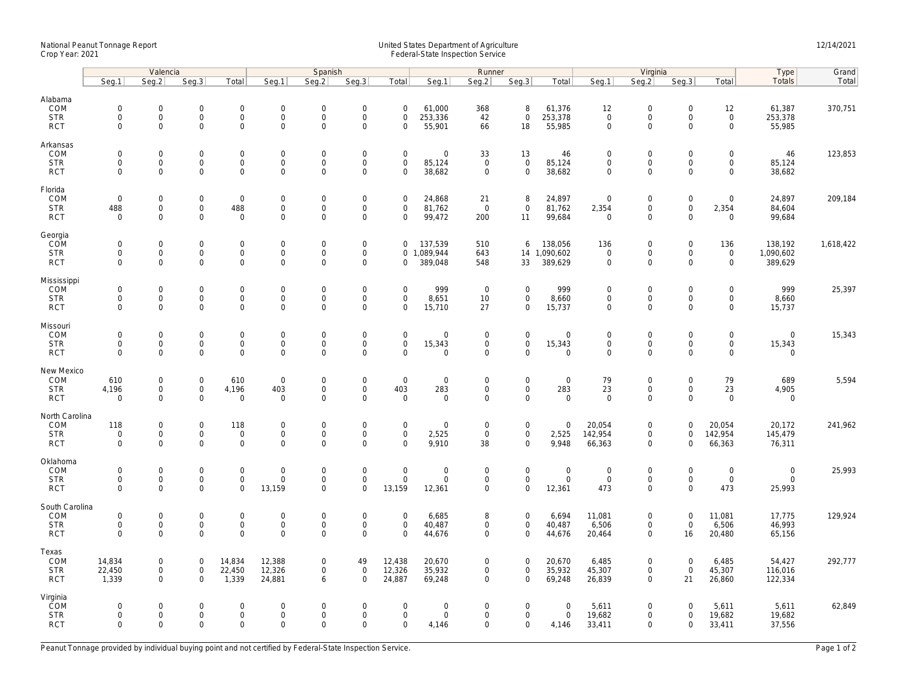National Peanut Tonnage Report
Crop Year: 2021

United States Department of Agriculture
Federal-State Inspection Service

12/14/2021

| | Valencia | | | | Spanish | | | | Runner | | | | Virginia | | | | Type | Grand |
|---|---|---|---|---|---|---|---|---|---|---|---|---|---|---|---|---|---|---|
| | Seg.1 | Seg.2 | Seg.3 | Total | Seg.1 | Seg.2 | Seg.3 | Total | Seg.1 | Seg.2 | Seg.3 | Total | Seg.1 | Seg.2 | Seg.3 | Total | Totals | Total |
| **Alabama** | | | | | | | | | | | | | | | | | | |
| COM | 0 | 0 | 0 | 0 | 0 | 0 | 0 | 0 | 61,000 | 368 | 8 | 61,376 | 12 | 0 | 0 | 12 | 61,387 | 370,751 |
| STR | 0 | 0 | 0 | 0 | 0 | 0 | 0 | 0 | 253,336 | 42 | 0 | 253,378 | 0 | 0 | 0 | 0 | 253,378 | |
| RCT | 0 | 0 | 0 | 0 | 0 | 0 | 0 | 0 | 55,901 | 66 | 18 | 55,985 | 0 | 0 | 0 | 0 | 55,985 | |
| **Arkansas** | | | | | | | | | | | | | | | | | | |
| COM | 0 | 0 | 0 | 0 | 0 | 0 | 0 | 0 | 0 | 33 | 13 | 46 | 0 | 0 | 0 | 0 | 46 | 123,853 |
| STR | 0 | 0 | 0 | 0 | 0 | 0 | 0 | 0 | 85,124 | 0 | 0 | 85,124 | 0 | 0 | 0 | 0 | 85,124 | |
| RCT | 0 | 0 | 0 | 0 | 0 | 0 | 0 | 0 | 38,682 | 0 | 0 | 38,682 | 0 | 0 | 0 | 0 | 38,682 | |
| **Florida** | | | | | | | | | | | | | | | | | | |
| COM | 0 | 0 | 0 | 0 | 0 | 0 | 0 | 0 | 24,868 | 21 | 8 | 24,897 | 0 | 0 | 0 | 0 | 24,897 | 209,184 |
| STR | 488 | 0 | 0 | 488 | 0 | 0 | 0 | 0 | 81,762 | 0 | 0 | 81,762 | 2,354 | 0 | 0 | 2,354 | 84,604 | |
| RCT | 0 | 0 | 0 | 0 | 0 | 0 | 0 | 0 | 99,472 | 200 | 11 | 99,684 | 0 | 0 | 0 | 0 | 99,684 | |
| **Georgia** | | | | | | | | | | | | | | | | | | |
| COM | 0 | 0 | 0 | 0 | 0 | 0 | 0 | 0 | 137,539 | 510 | 6 | 138,056 | 136 | 0 | 0 | 136 | 138,192 | 1,618,422 |
| STR | 0 | 0 | 0 | 0 | 0 | 0 | 0 | 0 | 1,089,944 | 643 | 14 | 1,090,602 | 0 | 0 | 0 | 0 | 1,090,602 | |
| RCT | 0 | 0 | 0 | 0 | 0 | 0 | 0 | 0 | 389,048 | 548 | 33 | 389,629 | 0 | 0 | 0 | 0 | 389,629 | |
| **Mississippi** | | | | | | | | | | | | | | | | | | |
| COM | 0 | 0 | 0 | 0 | 0 | 0 | 0 | 0 | 999 | 0 | 0 | 999 | 0 | 0 | 0 | 0 | 999 | 25,397 |
| STR | 0 | 0 | 0 | 0 | 0 | 0 | 0 | 0 | 8,651 | 10 | 0 | 8,660 | 0 | 0 | 0 | 0 | 8,660 | |
| RCT | 0 | 0 | 0 | 0 | 0 | 0 | 0 | 0 | 15,710 | 27 | 0 | 15,737 | 0 | 0 | 0 | 0 | 15,737 | |
| **Missouri** | | | | | | | | | | | | | | | | | | |
| COM | 0 | 0 | 0 | 0 | 0 | 0 | 0 | 0 | 0 | 0 | 0 | 0 | 0 | 0 | 0 | 0 | 0 | 15,343 |
| STR | 0 | 0 | 0 | 0 | 0 | 0 | 0 | 0 | 15,343 | 0 | 0 | 15,343 | 0 | 0 | 0 | 0 | 15,343 | |
| RCT | 0 | 0 | 0 | 0 | 0 | 0 | 0 | 0 | 0 | 0 | 0 | 0 | 0 | 0 | 0 | 0 | 0 | |
| **New Mexico** | | | | | | | | | | | | | | | | | | |
| COM | 610 | 0 | 0 | 610 | 0 | 0 | 0 | 0 | 0 | 0 | 0 | 0 | 79 | 0 | 0 | 79 | 689 | 5,594 |
| STR | 4,196 | 0 | 0 | 4,196 | 403 | 0 | 0 | 403 | 283 | 0 | 0 | 283 | 23 | 0 | 0 | 23 | 4,905 | |
| RCT | 0 | 0 | 0 | 0 | 0 | 0 | 0 | 0 | 0 | 0 | 0 | 0 | 0 | 0 | 0 | 0 | 0 | |
| **North Carolina** | | | | | | | | | | | | | | | | | | |
| COM | 118 | 0 | 0 | 118 | 0 | 0 | 0 | 0 | 0 | 0 | 0 | 0 | 20,054 | 0 | 0 | 20,054 | 20,172 | 241,962 |
| STR | 0 | 0 | 0 | 0 | 0 | 0 | 0 | 0 | 2,525 | 0 | 0 | 2,525 | 142,954 | 0 | 0 | 142,954 | 145,479 | |
| RCT | 0 | 0 | 0 | 0 | 0 | 0 | 0 | 0 | 9,910 | 38 | 0 | 9,948 | 66,363 | 0 | 0 | 66,363 | 76,311 | |
| **Oklahoma** | | | | | | | | | | | | | | | | | | |
| COM | 0 | 0 | 0 | 0 | 0 | 0 | 0 | 0 | 0 | 0 | 0 | 0 | 0 | 0 | 0 | 0 | 0 | 25,993 |
| STR | 0 | 0 | 0 | 0 | 0 | 0 | 0 | 0 | 0 | 0 | 0 | 0 | 0 | 0 | 0 | 0 | 0 | |
| RCT | 0 | 0 | 0 | 0 | 13,159 | 0 | 0 | 13,159 | 12,361 | 0 | 0 | 12,361 | 473 | 0 | 0 | 473 | 25,993 | |
| **South Carolina** | | | | | | | | | | | | | | | | | | |
| COM | 0 | 0 | 0 | 0 | 0 | 0 | 0 | 0 | 6,685 | 8 | 0 | 6,694 | 11,081 | 0 | 0 | 11,081 | 17,775 | 129,924 |
| STR | 0 | 0 | 0 | 0 | 0 | 0 | 0 | 0 | 40,487 | 0 | 0 | 40,487 | 6,506 | 0 | 0 | 6,506 | 46,993 | |
| RCT | 0 | 0 | 0 | 0 | 0 | 0 | 0 | 0 | 44,676 | 0 | 0 | 44,676 | 20,464 | 0 | 16 | 20,480 | 65,156 | |
| **Texas** | | | | | | | | | | | | | | | | | | |
| COM | 14,834 | 0 | 0 | 14,834 | 12,388 | 0 | 49 | 12,438 | 20,670 | 0 | 0 | 20,670 | 6,485 | 0 | 0 | 6,485 | 54,427 | 292,777 |
| STR | 22,450 | 0 | 0 | 22,450 | 12,326 | 0 | 0 | 12,326 | 35,932 | 0 | 0 | 35,932 | 45,307 | 0 | 0 | 45,307 | 116,016 | |
| RCT | 1,339 | 0 | 0 | 1,339 | 24,881 | 6 | 0 | 24,887 | 69,248 | 0 | 0 | 69,248 | 26,839 | 0 | 21 | 26,860 | 122,334 | |
| **Virginia** | | | | | | | | | | | | | | | | | | |
| COM | 0 | 0 | 0 | 0 | 0 | 0 | 0 | 0 | 0 | 0 | 0 | 0 | 5,611 | 0 | 0 | 5,611 | 5,611 | 62,849 |
| STR | 0 | 0 | 0 | 0 | 0 | 0 | 0 | 0 | 0 | 0 | 0 | 0 | 19,682 | 0 | 0 | 19,682 | 19,682 | |
| RCT | 0 | 0 | 0 | 0 | 0 | 0 | 0 | 0 | 4,146 | 0 | 0 | 4,146 | 33,411 | 0 | 0 | 33,411 | 37,556 | |

Peanut Tonnage provided by individual buying point and not certified by Federal-State Inspection Service.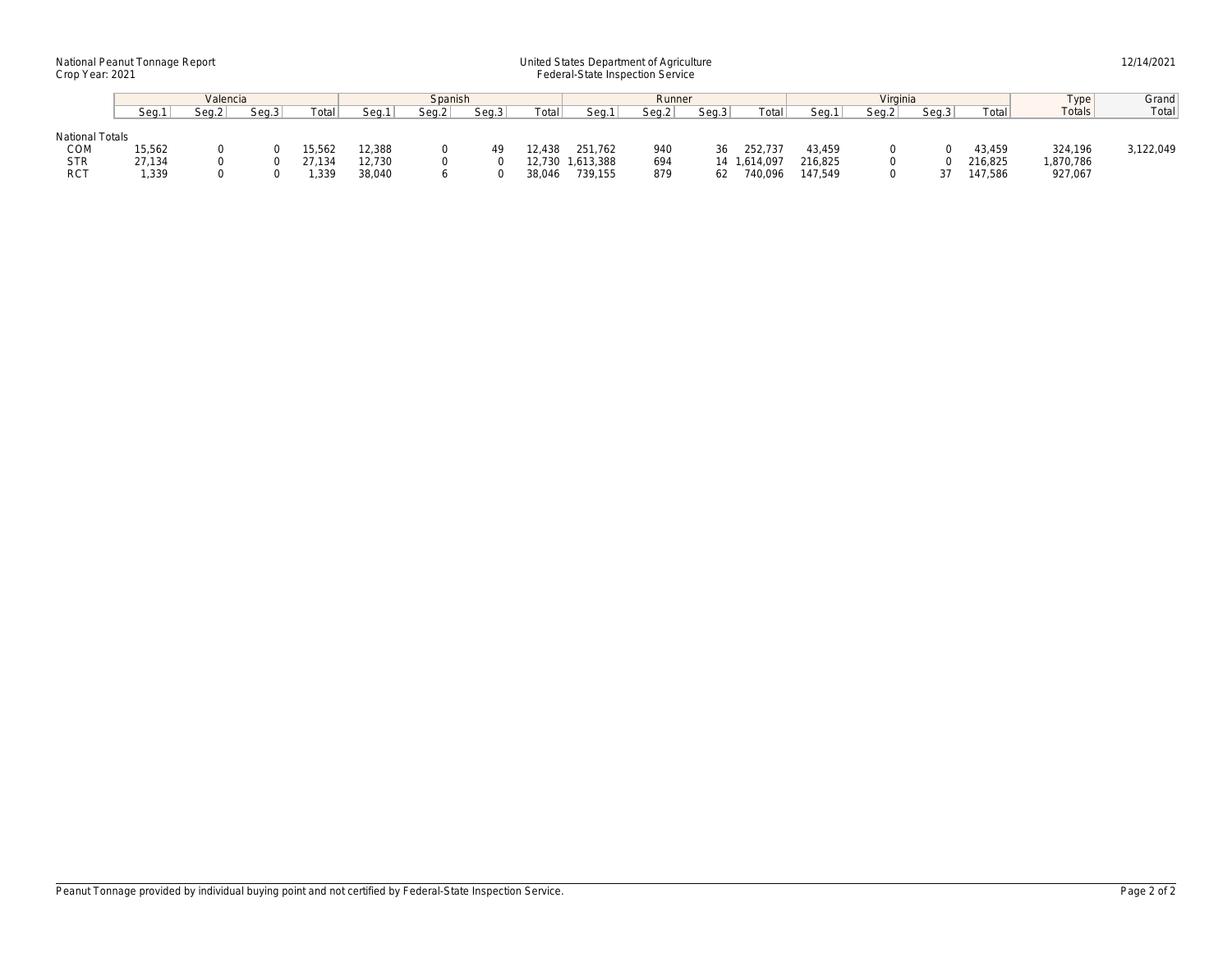National Peanut Tonnage Report
Crop Year: 2021

United States Department of Agriculture
Federal-State Inspection Service

12/14/2021

| | Valencia | | | | Spanish | | | | Runner | | | | Virginia | | | | Type | Grand |
|---|---|---|---|---|---|---|---|---|---|---|---|---|---|---|---|---|---|---|
| | Seg.1 | Seg.2 | Seg.3 | Total | Seg.1 | Seg.2 | Seg.3 | Total | Seg.1 | Seg.2 | Seg.3 | Total | Seg.1 | Seg.2 | Seg.3 | Total | Totals | Total |
| National Totals | | | | | | | | | | | | | | | | | | |
| COM | 15,562 | 0 | 0 | 15,562 | 12,388 | 0 | 49 | 12,438 | 251,762 | 940 | 36 | 252,737 | 43,459 | 0 | 0 | 43,459 | 324,196 | 3,122,049 |
| STR | 27,134 | 0 | 0 | 27,134 | 12,730 | 0 | 0 | 12,730 | 1,613,388 | 694 | 14 | 1,614,097 | 216,825 | 0 | 0 | 216,825 | 1,870,786 | |
| RCT | 1,339 | 0 | 0 | 1,339 | 38,040 | 6 | 0 | 38,046 | 739,155 | 879 | 62 | 740,096 | 147,549 | 0 | 37 | 147,586 | 927,067 | |

Peanut Tonnage provided by individual buying point and not certified by Federal-State Inspection Service.